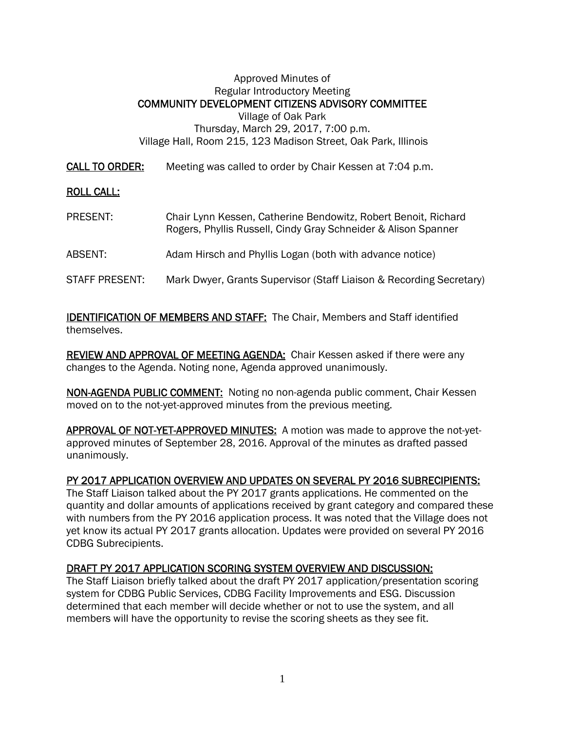Approved Minutes of
Regular Introductory Meeting
**COMMUNITY DEVELOPMENT CITIZENS ADVISORY COMMITTEE**
Village of Oak Park
Thursday, March 29, 2017, 7:00 p.m.
Village Hall, Room 215, 123 Madison Street, Oak Park, Illinois

**CALL TO ORDER:** Meeting was called to order by Chair Kessen at 7:04 p.m.

**ROLL CALL:**

PRESENT: Chair Lynn Kessen, Catherine Bendowitz, Robert Benoit, Richard Rogers, Phyllis Russell, Cindy Gray Schneider & Alison Spanner

ABSENT: Adam Hirsch and Phyllis Logan (both with advance notice)

STAFF PRESENT: Mark Dwyer, Grants Supervisor (Staff Liaison & Recording Secretary)

**IDENTIFICATION OF MEMBERS AND STAFF:** The Chair, Members and Staff identified themselves.

**REVIEW AND APPROVAL OF MEETING AGENDA:** Chair Kessen asked if there were any changes to the Agenda. Noting none, Agenda approved unanimously.

**NON-AGENDA PUBLIC COMMENT:** Noting no non-agenda public comment, Chair Kessen moved on to the not-yet-approved minutes from the previous meeting.

**APPROVAL OF NOT-YET-APPROVED MINUTES:** A motion was made to approve the not-yet-approved minutes of September 28, 2016. Approval of the minutes as drafted passed unanimously.

**PY 2017 APPLICATION OVERVIEW AND UPDATES ON SEVERAL PY 2016 SUBRECIPIENTS:**
The Staff Liaison talked about the PY 2017 grants applications. He commented on the quantity and dollar amounts of applications received by grant category and compared these with numbers from the PY 2016 application process. It was noted that the Village does not yet know its actual PY 2017 grants allocation. Updates were provided on several PY 2016 CDBG Subrecipients.

**DRAFT PY 2017 APPLICATION SCORING SYSTEM OVERVIEW AND DISCUSSION:**
The Staff Liaison briefly talked about the draft PY 2017 application/presentation scoring system for CDBG Public Services, CDBG Facility Improvements and ESG. Discussion determined that each member will decide whether or not to use the system, and all members will have the opportunity to revise the scoring sheets as they see fit.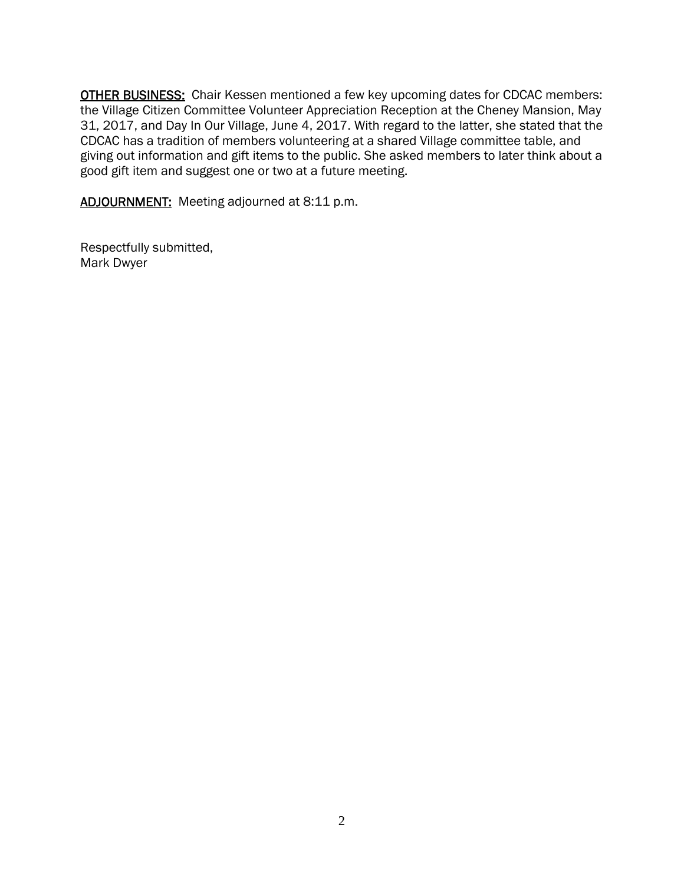**OTHER BUSINESS:** Chair Kessen mentioned a few key upcoming dates for CDCAC members: the Village Citizen Committee Volunteer Appreciation Reception at the Cheney Mansion, May 31, 2017, and Day In Our Village, June 4, 2017. With regard to the latter, she stated that the CDCAC has a tradition of members volunteering at a shared Village committee table, and giving out information and gift items to the public. She asked members to later think about a good gift item and suggest one or two at a future meeting.

**ADJOURNMENT:** Meeting adjourned at 8:11 p.m.

Respectfully submitted,
Mark Dwyer